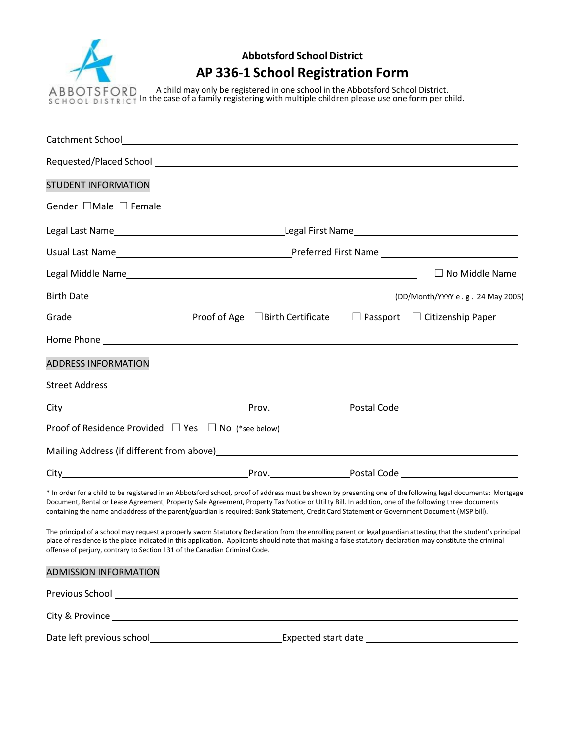**Abbotsford School District**

# AP 336-1 School Registration Form

A child may only be registered in one school in the Abbotsford School District.
In the case of a family registering with multiple children please use one form per child.

Catchment School ______________________________

Requested/Placed School ______________________________

## STUDENT INFORMATION

Gender ☐ Male ☐ Female

Legal Last Name ______________________ Legal First Name ______________________

Usual Last Name ______________________ Preferred First Name ______________________

Legal Middle Name ______________________ ☐ No Middle Name

Birth Date ______________________ (DD/Month/YYYY e . g . 24 May 2005)

Grade ____________ Proof of Age ☐ Birth Certificate ☐ Passport ☐ Citizenship Paper

Home Phone ______________________________

## ADDRESS INFORMATION

Street Address ______________________________

City ______________________ Prov. ____________ Postal Code ______________

Proof of Residence Provided ☐ Yes ☐ No (*see below)

Mailing Address (if different from above) ______________________________

City ______________________ Prov. ____________ Postal Code ______________

* In order for a child to be registered in an Abbotsford school, proof of address must be shown by presenting one of the following legal documents: Mortgage Document, Rental or Lease Agreement, Property Sale Agreement, Property Tax Notice or Utility Bill. In addition, one of the following three documents containing the name and address of the parent/guardian is required: Bank Statement, Credit Card Statement or Government Document (MSP bill).

The principal of a school may request a properly sworn Statutory Declaration from the enrolling parent or legal guardian attesting that the student's principal place of residence is the place indicated in this application. Applicants should note that making a false statutory declaration may constitute the criminal offense of perjury, contrary to Section 131 of the Canadian Criminal Code.

## ADMISSION INFORMATION

Previous School ______________________________

City & Province ______________________________

Date left previous school ______________________ Expected start date ______________________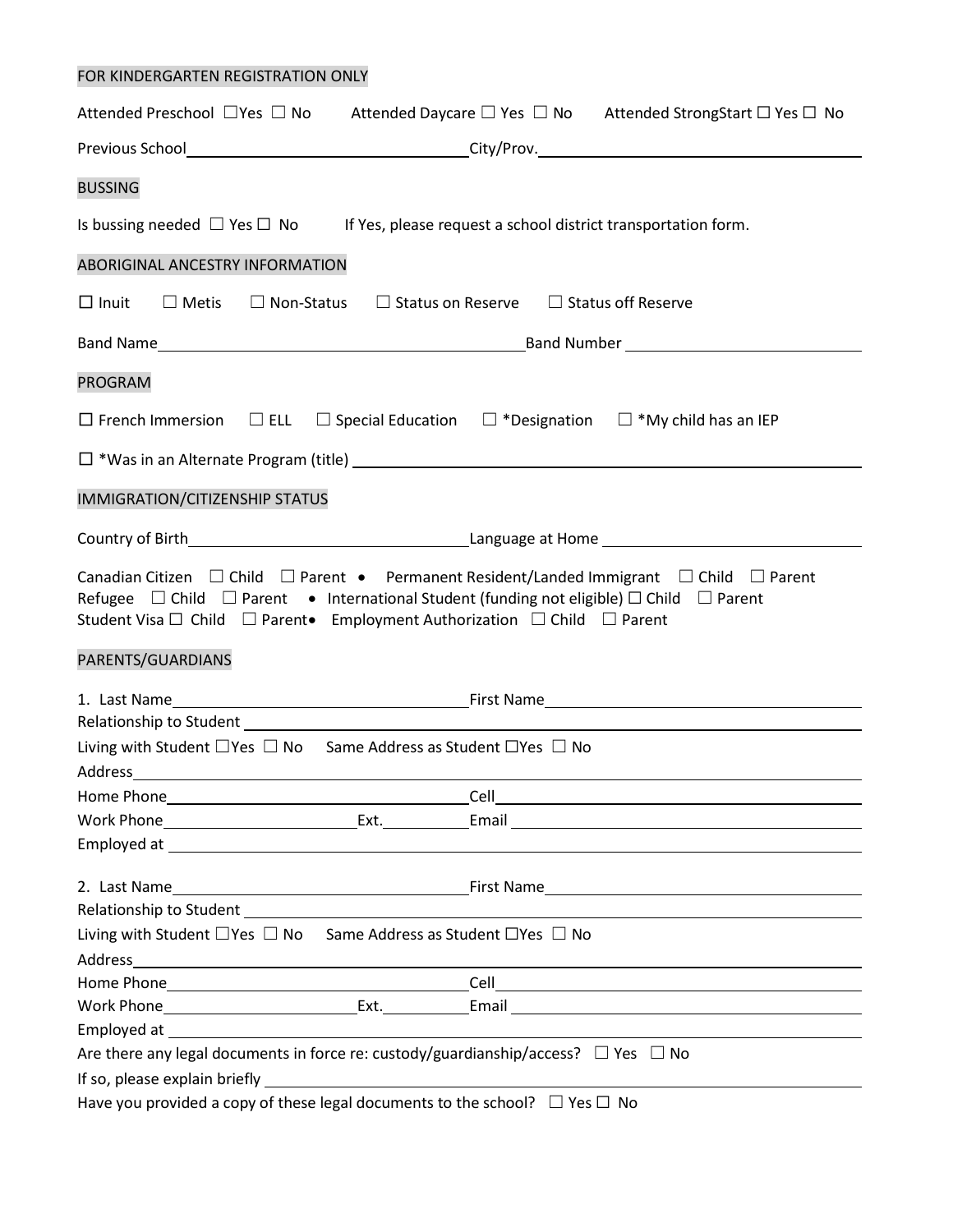## FOR KINDERGARTEN REGISTRATION ONLY

Attended Preschool ☐Yes ☐ No    Attended Daycare ☐ Yes ☐ No    Attended StrongStart ☐ Yes ☐ No

Previous School\_\_\_\_\_\_\_\_\_\_\_\_\_\_\_\_\_\_\_\_\_\_\_\_\_\_\_\_\_\_ City/Prov.\_\_\_\_\_\_\_\_\_\_\_\_\_\_\_\_\_\_\_\_\_\_\_\_\_\_\_\_\_\_

## BUSSING

Is bussing needed ☐ Yes ☐ No    If Yes, please request a school district transportation form.

## ABORIGINAL ANCESTRY INFORMATION

☐ Inuit    ☐ Metis    ☐ Non-Status    ☐ Status on Reserve    ☐ Status off Reserve

Band Name\_\_\_\_\_\_\_\_\_\_\_\_\_\_\_\_\_\_\_\_\_\_\_\_\_\_\_\_\_\_ Band Number \_\_\_\_\_\_\_\_\_\_\_\_\_\_\_\_\_\_\_\_\_\_\_\_\_\_\_\_\_\_

## PROGRAM

☐ French Immersion    ☐ ELL    ☐ Special Education    ☐ *Designation    ☐ *My child has an IEP

☐ *Was in an Alternate Program (title) \_\_\_\_\_\_\_\_\_\_\_\_\_\_\_\_\_\_\_\_\_\_\_\_\_\_\_\_\_\_

## IMMIGRATION/CITIZENSHIP STATUS

Country of Birth\_\_\_\_\_\_\_\_\_\_\_\_\_\_\_\_\_\_\_\_\_\_\_\_\_\_\_\_\_\_ Language at Home \_\_\_\_\_\_\_\_\_\_\_\_\_\_\_\_\_\_\_\_\_\_\_\_\_\_\_\_\_\_

Canadian Citizen ☐ Child ☐ Parent • Permanent Resident/Landed Immigrant ☐ Child ☐ Parent
Refugee ☐ Child ☐ Parent • International Student (funding not eligible) ☐ Child ☐ Parent
Student Visa ☐ Child ☐ Parent • Employment Authorization ☐ Child ☐ Parent

## PARENTS/GUARDIANS

1. Last Name\_\_\_\_\_\_\_\_\_\_\_\_\_\_\_\_\_\_\_\_\_\_\_\_\_\_\_\_\_\_ First Name\_\_\_\_\_\_\_\_\_\_\_\_\_\_\_\_\_\_\_\_\_\_\_\_\_\_\_\_\_\_
Relationship to Student \_\_\_\_\_\_\_\_\_\_\_\_\_\_\_\_\_\_\_\_\_\_\_\_\_\_\_\_\_\_
Living with Student ☐Yes ☐ No    Same Address as Student ☐Yes ☐ No
Address\_\_\_\_\_\_\_\_\_\_\_\_\_\_\_\_\_\_\_\_\_\_\_\_\_\_\_\_\_\_
Home Phone\_\_\_\_\_\_\_\_\_\_\_\_\_\_\_\_\_\_\_\_\_\_\_\_\_\_\_\_\_\_ Cell\_\_\_\_\_\_\_\_\_\_\_\_\_\_\_\_\_\_\_\_\_\_\_\_\_\_\_\_\_\_
Work Phone\_\_\_\_\_\_\_\_\_\_\_\_\_\_\_\_\_\_\_\_ Ext.\_\_\_\_\_\_\_\_\_\_ Email \_\_\_\_\_\_\_\_\_\_\_\_\_\_\_\_\_\_\_\_\_\_\_\_\_\_\_\_\_\_
Employed at \_\_\_\_\_\_\_\_\_\_\_\_\_\_\_\_\_\_\_\_\_\_\_\_\_\_\_\_\_\_

2. Last Name\_\_\_\_\_\_\_\_\_\_\_\_\_\_\_\_\_\_\_\_\_\_\_\_\_\_\_\_\_\_ First Name\_\_\_\_\_\_\_\_\_\_\_\_\_\_\_\_\_\_\_\_\_\_\_\_\_\_\_\_\_\_
Relationship to Student \_\_\_\_\_\_\_\_\_\_\_\_\_\_\_\_\_\_\_\_\_\_\_\_\_\_\_\_\_\_
Living with Student ☐Yes ☐ No    Same Address as Student ☐Yes ☐ No
Address\_\_\_\_\_\_\_\_\_\_\_\_\_\_\_\_\_\_\_\_\_\_\_\_\_\_\_\_\_\_
Home Phone\_\_\_\_\_\_\_\_\_\_\_\_\_\_\_\_\_\_\_\_\_\_\_\_\_\_\_\_\_\_ Cell\_\_\_\_\_\_\_\_\_\_\_\_\_\_\_\_\_\_\_\_\_\_\_\_\_\_\_\_\_\_
Work Phone\_\_\_\_\_\_\_\_\_\_\_\_\_\_\_\_\_\_\_\_ Ext.\_\_\_\_\_\_\_\_\_\_ Email \_\_\_\_\_\_\_\_\_\_\_\_\_\_\_\_\_\_\_\_\_\_\_\_\_\_\_\_\_\_
Employed at \_\_\_\_\_\_\_\_\_\_\_\_\_\_\_\_\_\_\_\_\_\_\_\_\_\_\_\_\_\_

Are there any legal documents in force re: custody/guardianship/access? ☐ Yes ☐ No
If so, please explain briefly \_\_\_\_\_\_\_\_\_\_\_\_\_\_\_\_\_\_\_\_\_\_\_\_\_\_\_\_\_\_
Have you provided a copy of these legal documents to the school? ☐ Yes ☐ No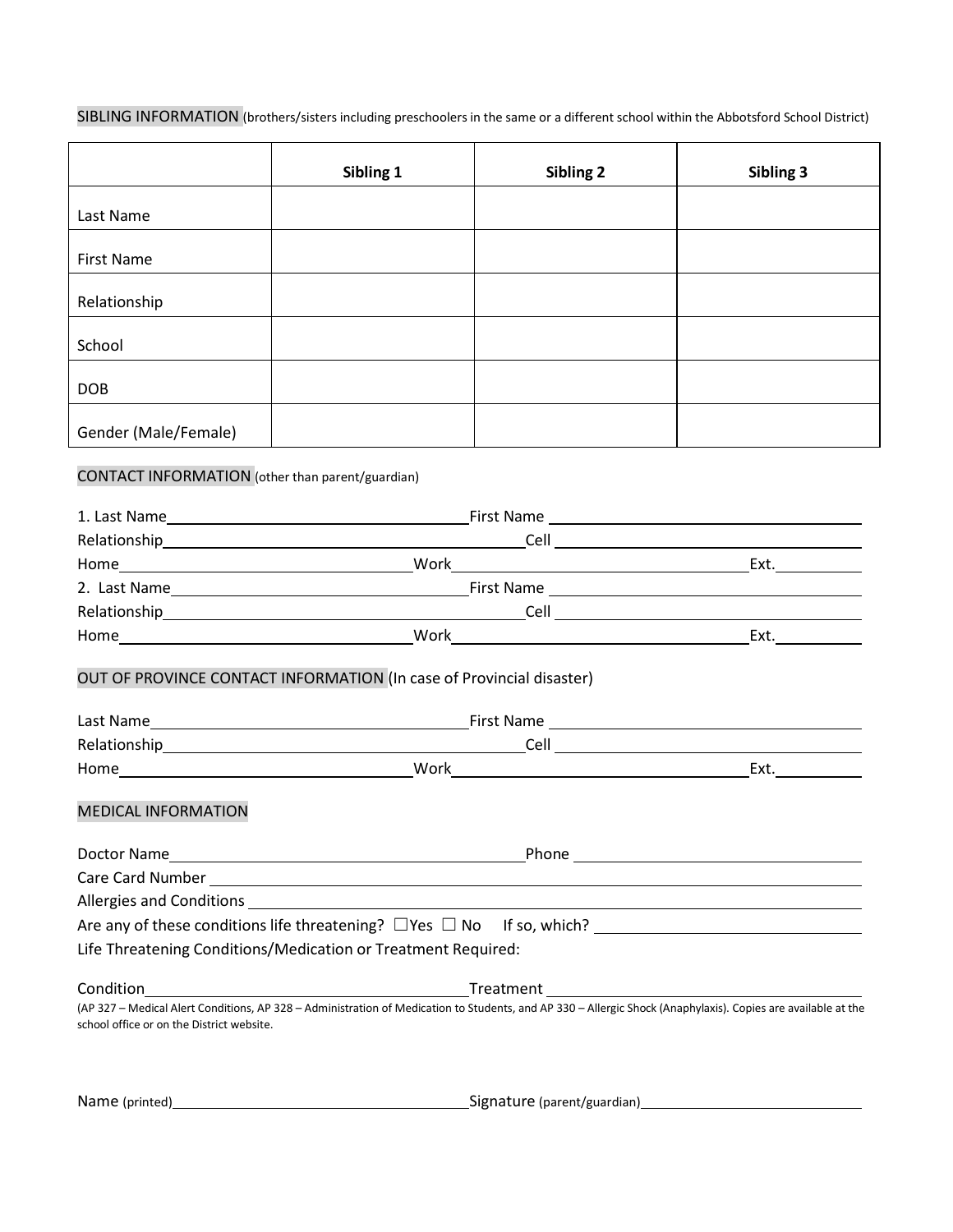## SIBLING INFORMATION (brothers/sisters including preschoolers in the same or a different school within the Abbotsford School District)

| | Sibling 1 | Sibling 2 | Sibling 3 |
|---|---|---|---|
| Last Name | | | |
| First Name | | | |
| Relationship | | | |
| School | | | |
| DOB | | | |
| Gender (Male/Female) | | | |

## CONTACT INFORMATION (other than parent/guardian)

1. Last Name\_\_\_\_\_\_\_\_\_\_\_\_\_\_\_\_\_\_\_\_ First Name \_\_\_\_\_\_\_\_\_\_\_\_\_\_\_\_\_\_\_\_
Relationship\_\_\_\_\_\_\_\_\_\_\_\_\_\_\_\_\_\_\_\_ Cell \_\_\_\_\_\_\_\_\_\_\_\_\_\_\_\_\_\_\_\_
Home\_\_\_\_\_\_\_\_\_\_\_\_\_\_\_\_\_\_\_\_ Work\_\_\_\_\_\_\_\_\_\_\_\_\_\_\_\_\_\_\_\_ Ext.\_\_\_\_\_\_\_\_\_\_

2. Last Name\_\_\_\_\_\_\_\_\_\_\_\_\_\_\_\_\_\_\_\_ First Name \_\_\_\_\_\_\_\_\_\_\_\_\_\_\_\_\_\_\_\_
Relationship\_\_\_\_\_\_\_\_\_\_\_\_\_\_\_\_\_\_\_\_ Cell \_\_\_\_\_\_\_\_\_\_\_\_\_\_\_\_\_\_\_\_
Home\_\_\_\_\_\_\_\_\_\_\_\_\_\_\_\_\_\_\_\_ Work\_\_\_\_\_\_\_\_\_\_\_\_\_\_\_\_\_\_\_\_ Ext.\_\_\_\_\_\_\_\_\_\_

## OUT OF PROVINCE CONTACT INFORMATION (In case of Provincial disaster)

Last Name\_\_\_\_\_\_\_\_\_\_\_\_\_\_\_\_\_\_\_\_ First Name \_\_\_\_\_\_\_\_\_\_\_\_\_\_\_\_\_\_\_\_
Relationship\_\_\_\_\_\_\_\_\_\_\_\_\_\_\_\_\_\_\_\_ Cell \_\_\_\_\_\_\_\_\_\_\_\_\_\_\_\_\_\_\_\_
Home\_\_\_\_\_\_\_\_\_\_\_\_\_\_\_\_\_\_\_\_ Work\_\_\_\_\_\_\_\_\_\_\_\_\_\_\_\_\_\_\_\_ Ext.\_\_\_\_\_\_\_\_\_\_

## MEDICAL INFORMATION

Doctor Name\_\_\_\_\_\_\_\_\_\_\_\_\_\_\_\_\_\_\_\_ Phone \_\_\_\_\_\_\_\_\_\_\_\_\_\_\_\_\_\_\_\_
Care Card Number \_\_\_\_\_\_\_\_\_\_\_\_\_\_\_\_\_\_\_\_\_\_\_\_\_\_\_\_\_\_\_\_\_\_\_\_\_\_\_\_
Allergies and Conditions \_\_\_\_\_\_\_\_\_\_\_\_\_\_\_\_\_\_\_\_\_\_\_\_\_\_\_\_\_\_\_\_\_\_\_\_\_\_\_\_
Are any of these conditions life threatening? ☐Yes ☐ No If so, which? \_\_\_\_\_\_\_\_\_\_\_\_\_\_\_\_\_\_\_\_
Life Threatening Conditions/Medication or Treatment Required:

Condition\_\_\_\_\_\_\_\_\_\_\_\_\_\_\_\_\_\_\_\_ Treatment \_\_\_\_\_\_\_\_\_\_\_\_\_\_\_\_\_\_\_\_

(AP 327 – Medical Alert Conditions, AP 328 – Administration of Medication to Students, and AP 330 – Allergic Shock (Anaphylaxis). Copies are available at the school office or on the District website.

Name (printed)\_\_\_\_\_\_\_\_\_\_\_\_\_\_\_\_\_\_\_\_ Signature (parent/guardian)\_\_\_\_\_\_\_\_\_\_\_\_\_\_\_\_\_\_\_\_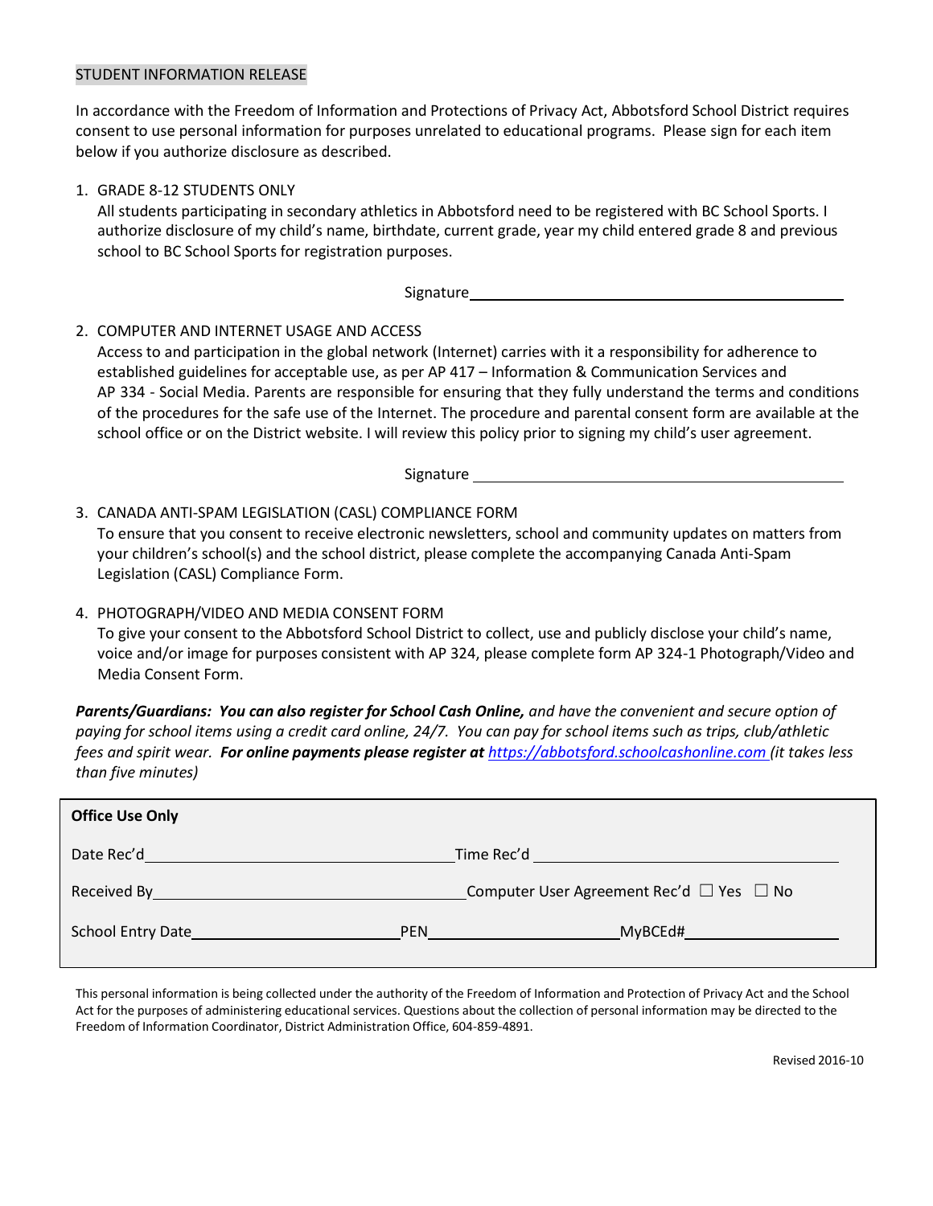## STUDENT INFORMATION RELEASE

In accordance with the Freedom of Information and Protections of Privacy Act, Abbotsford School District requires consent to use personal information for purposes unrelated to educational programs. Please sign for each item below if you authorize disclosure as described.

1. GRADE 8-12 STUDENTS ONLY
   All students participating in secondary athletics in Abbotsford need to be registered with BC School Sports. I authorize disclosure of my child's name, birthdate, current grade, year my child entered grade 8 and previous school to BC School Sports for registration purposes.

   Signature\_\_\_\_\_\_\_\_\_\_\_\_\_\_\_\_\_\_\_\_\_\_\_\_\_\_\_\_\_\_\_\_\_\_\_\_\_\_

2. COMPUTER AND INTERNET USAGE AND ACCESS
   Access to and participation in the global network (Internet) carries with it a responsibility for adherence to established guidelines for acceptable use, as per AP 417 – Information & Communication Services and AP 334 - Social Media. Parents are responsible for ensuring that they fully understand the terms and conditions of the procedures for the safe use of the Internet. The procedure and parental consent form are available at the school office or on the District website. I will review this policy prior to signing my child's user agreement.

   Signature \_\_\_\_\_\_\_\_\_\_\_\_\_\_\_\_\_\_\_\_\_\_\_\_\_\_\_\_\_\_\_\_\_\_\_\_\_\_

3. CANADA ANTI-SPAM LEGISLATION (CASL) COMPLIANCE FORM
   To ensure that you consent to receive electronic newsletters, school and community updates on matters from your children's school(s) and the school district, please complete the accompanying Canada Anti-Spam Legislation (CASL) Compliance Form.

4. PHOTOGRAPH/VIDEO AND MEDIA CONSENT FORM
   To give your consent to the Abbotsford School District to collect, use and publicly disclose your child's name, voice and/or image for purposes consistent with AP 324, please complete form AP 324-1 Photograph/Video and Media Consent Form.

***Parents/Guardians: You can also register for School Cash Online,*** *and have the convenient and secure option of paying for school items using a credit card online, 24/7. You can pay for school items such as trips, club/athletic fees and spirit wear.* ***For online payments please register at*** *https://abbotsford.schoolcashonline.com (it takes less than five minutes)*

**Office Use Only**

Date Rec'd\_\_\_\_\_\_\_\_\_\_\_\_\_\_\_\_\_\_\_\_ Time Rec'd \_\_\_\_\_\_\_\_\_\_\_\_\_\_\_\_\_\_\_\_

Received By\_\_\_\_\_\_\_\_\_\_\_\_\_\_\_\_\_\_\_\_ Computer User Agreement Rec'd ☐ Yes ☐ No

School Entry Date\_\_\_\_\_\_\_\_\_\_\_\_\_\_\_\_ PEN\_\_\_\_\_\_\_\_\_\_\_\_\_\_\_\_ MyBCEd#\_\_\_\_\_\_\_\_\_\_\_\_\_\_\_\_

This personal information is being collected under the authority of the Freedom of Information and Protection of Privacy Act and the School Act for the purposes of administering educational services. Questions about the collection of personal information may be directed to the Freedom of Information Coordinator, District Administration Office, 604-859-4891.

Revised 2016-10